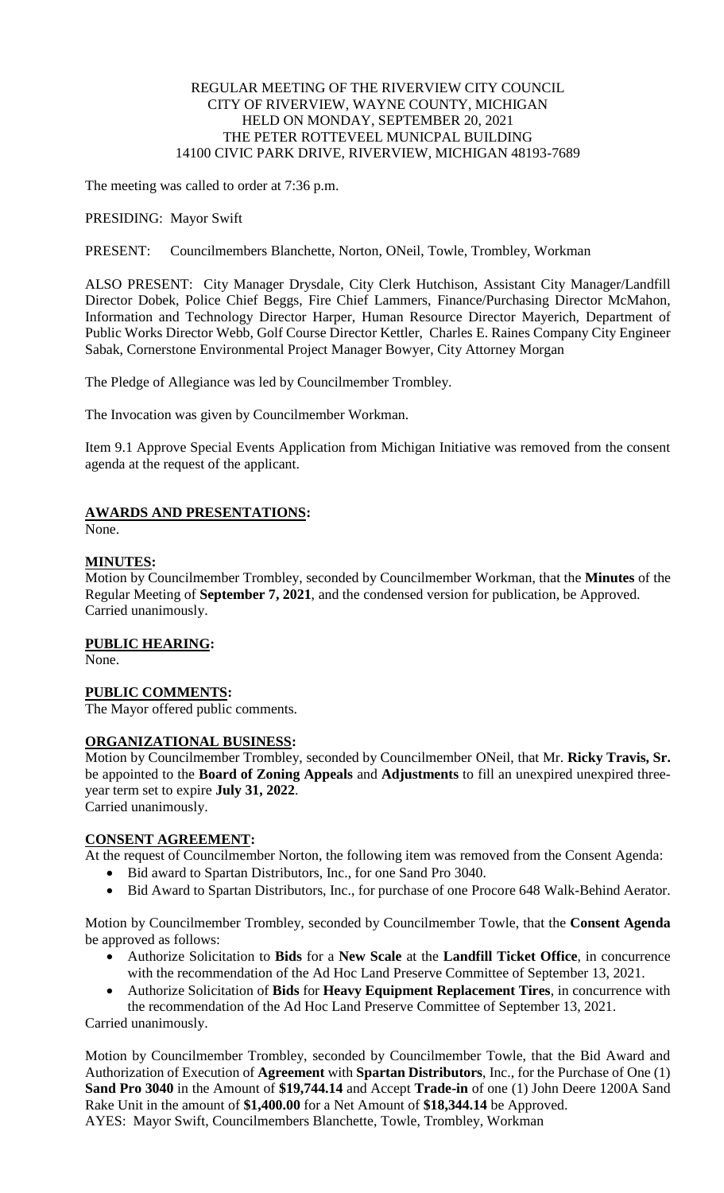REGULAR MEETING OF THE RIVERVIEW CITY COUNCIL
CITY OF RIVERVIEW, WAYNE COUNTY, MICHIGAN
HELD ON MONDAY, SEPTEMBER 20, 2021
THE PETER ROTTEVEEL MUNICPAL BUILDING
14100 CIVIC PARK DRIVE, RIVERVIEW, MICHIGAN 48193-7689

The meeting was called to order at 7:36 p.m.

PRESIDING: Mayor Swift

PRESENT: Councilmembers Blanchette, Norton, ONeil, Towle, Trombley, Workman

ALSO PRESENT: City Manager Drysdale, City Clerk Hutchison, Assistant City Manager/Landfill Director Dobek, Police Chief Beggs, Fire Chief Lammers, Finance/Purchasing Director McMahon, Information and Technology Director Harper, Human Resource Director Mayerich, Department of Public Works Director Webb, Golf Course Director Kettler, Charles E. Raines Company City Engineer Sabak, Cornerstone Environmental Project Manager Bowyer, City Attorney Morgan

The Pledge of Allegiance was led by Councilmember Trombley.

The Invocation was given by Councilmember Workman.

Item 9.1 Approve Special Events Application from Michigan Initiative was removed from the consent agenda at the request of the applicant.

**AWARDS AND PRESENTATIONS:**

None.

**MINUTES:**

Motion by Councilmember Trombley, seconded by Councilmember Workman, that the **Minutes** of the Regular Meeting of **September 7, 2021**, and the condensed version for publication, be Approved.
Carried unanimously.

**PUBLIC HEARING:**

None.

**PUBLIC COMMENTS:**

The Mayor offered public comments.

**ORGANIZATIONAL BUSINESS:**

Motion by Councilmember Trombley, seconded by Councilmember ONeil, that Mr. **Ricky Travis, Sr.** be appointed to the **Board of Zoning Appeals** and **Adjustments** to fill an unexpired unexpired three-year term set to expire **July 31, 2022**.
Carried unanimously.

**CONSENT AGREEMENT:**

At the request of Councilmember Norton, the following item was removed from the Consent Agenda:

- Bid award to Spartan Distributors, Inc., for one Sand Pro 3040.
- Bid Award to Spartan Distributors, Inc., for purchase of one Procore 648 Walk-Behind Aerator.

Motion by Councilmember Trombley, seconded by Councilmember Towle, that the **Consent Agenda** be approved as follows:

- Authorize Solicitation to **Bids** for a **New Scale** at the **Landfill Ticket Office**, in concurrence with the recommendation of the Ad Hoc Land Preserve Committee of September 13, 2021.
- Authorize Solicitation of **Bids** for **Heavy Equipment Replacement Tires**, in concurrence with the recommendation of the Ad Hoc Land Preserve Committee of September 13, 2021.

Carried unanimously.

Motion by Councilmember Trombley, seconded by Councilmember Towle, that the Bid Award and Authorization of Execution of **Agreement** with **Spartan Distributors**, Inc., for the Purchase of One (1) **Sand Pro 3040** in the Amount of **$19,744.14** and Accept **Trade-in** of one (1) John Deere 1200A Sand Rake Unit in the amount of **$1,400.00** for a Net Amount of **$18,344.14** be Approved.
AYES: Mayor Swift, Councilmembers Blanchette, Towle, Trombley, Workman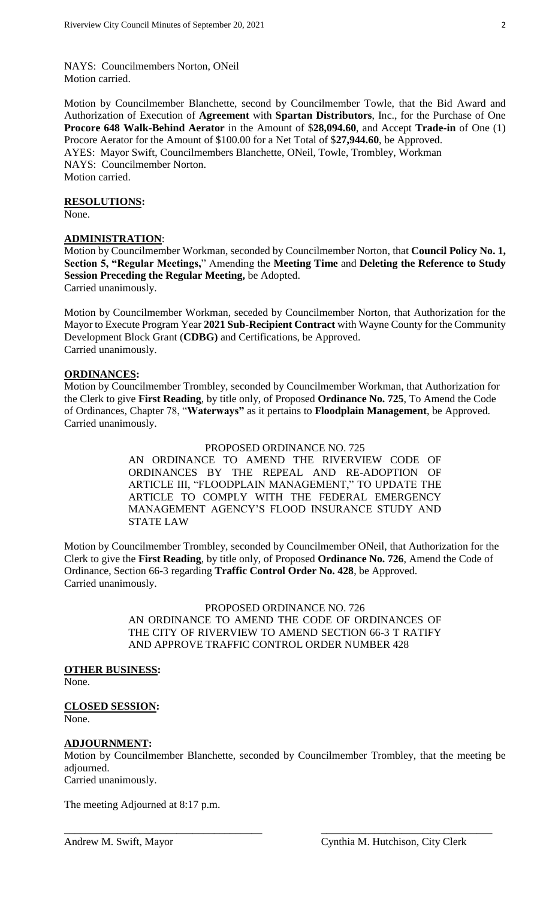NAYS: Councilmembers Norton, ONeil
Motion carried.

Motion by Councilmember Blanchette, second by Councilmember Towle, that the Bid Award and Authorization of Execution of **Agreement** with **Spartan Distributors**, Inc., for the Purchase of One **Procore 648 Walk-Behind Aerator** in the Amount of $**28,094.60**, and Accept **Trade-in** of One (1) Procore Aerator for the Amount of $100.00 for a Net Total of $**27,944.60**, be Approved.
AYES: Mayor Swift, Councilmembers Blanchette, ONeil, Towle, Trombley, Workman
NAYS: Councilmember Norton.
Motion carried.

**RESOLUTIONS:**
None.

**ADMINISTRATION**:
Motion by Councilmember Workman, seconded by Councilmember Norton, that **Council Policy No. 1, Section 5, "Regular Meetings,"** Amending the **Meeting Time** and **Deleting the Reference to Study Session Preceding the Regular Meeting,** be Adopted.
Carried unanimously.

Motion by Councilmember Workman, seceded by Councilmember Norton, that Authorization for the Mayor to Execute Program Year **2021 Sub-Recipient Contract** with Wayne County for the Community Development Block Grant (**CDBG)** and Certifications, be Approved.
Carried unanimously.

**ORDINANCES:**
Motion by Councilmember Trombley, seconded by Councilmember Workman, that Authorization for the Clerk to give **First Reading**, by title only, of Proposed **Ordinance No. 725**, To Amend the Code of Ordinances, Chapter 78, "**Waterways"** as it pertains to **Floodplain Management**, be Approved.
Carried unanimously.

PROPOSED ORDINANCE NO. 725
AN ORDINANCE TO AMEND THE RIVERVIEW CODE OF ORDINANCES BY THE REPEAL AND RE-ADOPTION OF ARTICLE III, "FLOODPLAIN MANAGEMENT," TO UPDATE THE ARTICLE TO COMPLY WITH THE FEDERAL EMERGENCY MANAGEMENT AGENCY'S FLOOD INSURANCE STUDY AND STATE LAW

Motion by Councilmember Trombley, seconded by Councilmember ONeil, that Authorization for the Clerk to give the **First Reading**, by title only, of Proposed **Ordinance No. 726**, Amend the Code of Ordinance, Section 66-3 regarding **Traffic Control Order No. 428**, be Approved.
Carried unanimously.

PROPOSED ORDINANCE NO. 726
AN ORDINANCE TO AMEND THE CODE OF ORDINANCES OF THE CITY OF RIVERVIEW TO AMEND SECTION 66-3 T RATIFY AND APPROVE TRAFFIC CONTROL ORDER NUMBER 428

**OTHER BUSINESS:**
None.

**CLOSED SESSION:**
None.

**ADJOURNMENT:**
Motion by Councilmember Blanchette, seconded by Councilmember Trombley, that the meeting be adjourned.
Carried unanimously.

The meeting Adjourned at 8:17 p.m.

\_\_\_\_\_\_\_\_\_\_\_\_\_\_\_\_\_\_\_\_\_\_\_\_\_\_\_\_\_\_\_\_\_\_\_\_ \_\_\_\_\_\_\_\_\_\_\_\_\_\_\_\_\_\_\_\_\_\_\_\_\_\_\_\_\_\_\_\_\_\_\_\_

Andrew M. Swift, Mayor Cynthia M. Hutchison, City Clerk